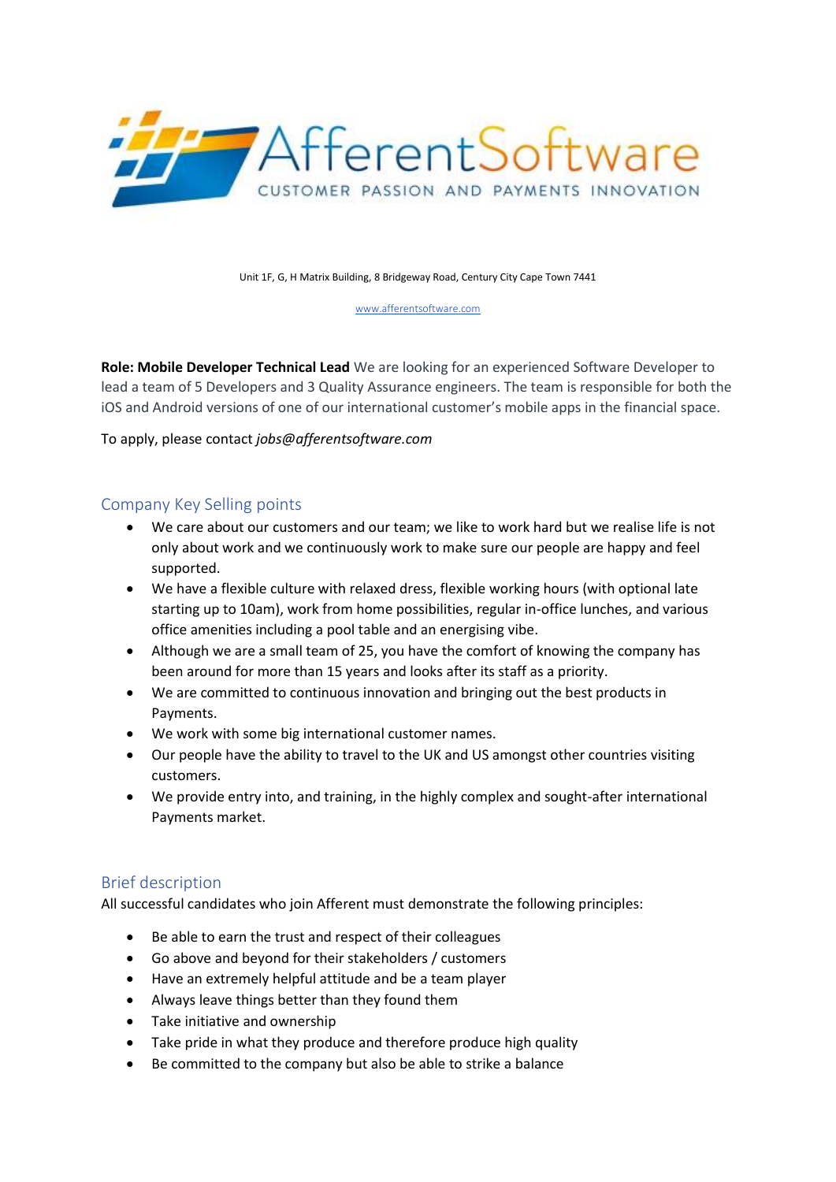AfferentSoftware

CUSTOMER PASSION AND PAYMENTS INNOVATION

Unit 1F, G, H Matrix Building, 8 Bridgeway Road, Century City Cape Town 7441

www.afferentsoftware.com

**Role: Mobile Developer Technical Lead** We are looking for an experienced Software Developer to lead a team of 5 Developers and 3 Quality Assurance engineers. The team is responsible for both the iOS and Android versions of one of our international customer's mobile apps in the financial space.

To apply, please contact *jobs@afferentsoftware.com*

## Company Key Selling points

- We care about our customers and our team; we like to work hard but we realise life is not only about work and we continuously work to make sure our people are happy and feel supported.
- We have a flexible culture with relaxed dress, flexible working hours (with optional late starting up to 10am), work from home possibilities, regular in-office lunches, and various office amenities including a pool table and an energising vibe.
- Although we are a small team of 25, you have the comfort of knowing the company has been around for more than 15 years and looks after its staff as a priority.
- We are committed to continuous innovation and bringing out the best products in Payments.
- We work with some big international customer names.
- Our people have the ability to travel to the UK and US amongst other countries visiting customers.
- We provide entry into, and training, in the highly complex and sought-after international Payments market.

## Brief description

All successful candidates who join Afferent must demonstrate the following principles:

- Be able to earn the trust and respect of their colleagues
- Go above and beyond for their stakeholders / customers
- Have an extremely helpful attitude and be a team player
- Always leave things better than they found them
- Take initiative and ownership
- Take pride in what they produce and therefore produce high quality
- Be committed to the company but also be able to strike a balance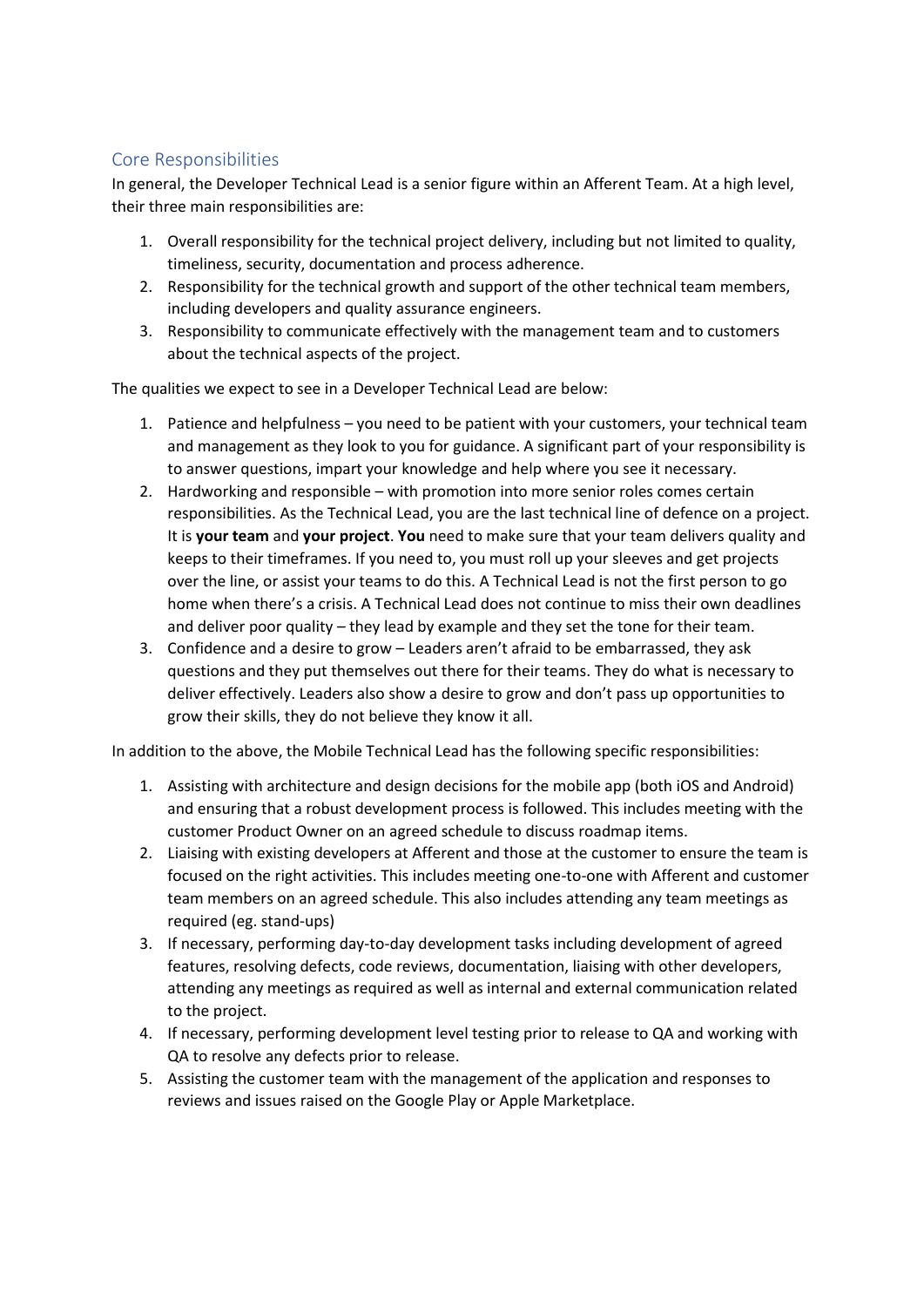## Core Responsibilities

In general, the Developer Technical Lead is a senior figure within an Afferent Team. At a high level, their three main responsibilities are:

1. Overall responsibility for the technical project delivery, including but not limited to quality, timeliness, security, documentation and process adherence.
2. Responsibility for the technical growth and support of the other technical team members, including developers and quality assurance engineers.
3. Responsibility to communicate effectively with the management team and to customers about the technical aspects of the project.

The qualities we expect to see in a Developer Technical Lead are below:

1. Patience and helpfulness – you need to be patient with your customers, your technical team and management as they look to you for guidance. A significant part of your responsibility is to answer questions, impart your knowledge and help where you see it necessary.
2. Hardworking and responsible – with promotion into more senior roles comes certain responsibilities. As the Technical Lead, you are the last technical line of defence on a project. It is **your team** and **your project**. **You** need to make sure that your team delivers quality and keeps to their timeframes. If you need to, you must roll up your sleeves and get projects over the line, or assist your teams to do this. A Technical Lead is not the first person to go home when there's a crisis. A Technical Lead does not continue to miss their own deadlines and deliver poor quality – they lead by example and they set the tone for their team.
3. Confidence and a desire to grow – Leaders aren't afraid to be embarrassed, they ask questions and they put themselves out there for their teams. They do what is necessary to deliver effectively. Leaders also show a desire to grow and don't pass up opportunities to grow their skills, they do not believe they know it all.

In addition to the above, the Mobile Technical Lead has the following specific responsibilities:

1. Assisting with architecture and design decisions for the mobile app (both iOS and Android) and ensuring that a robust development process is followed. This includes meeting with the customer Product Owner on an agreed schedule to discuss roadmap items.
2. Liaising with existing developers at Afferent and those at the customer to ensure the team is focused on the right activities. This includes meeting one-to-one with Afferent and customer team members on an agreed schedule. This also includes attending any team meetings as required (eg. stand-ups)
3. If necessary, performing day-to-day development tasks including development of agreed features, resolving defects, code reviews, documentation, liaising with other developers, attending any meetings as required as well as internal and external communication related to the project.
4. If necessary, performing development level testing prior to release to QA and working with QA to resolve any defects prior to release.
5. Assisting the customer team with the management of the application and responses to reviews and issues raised on the Google Play or Apple Marketplace.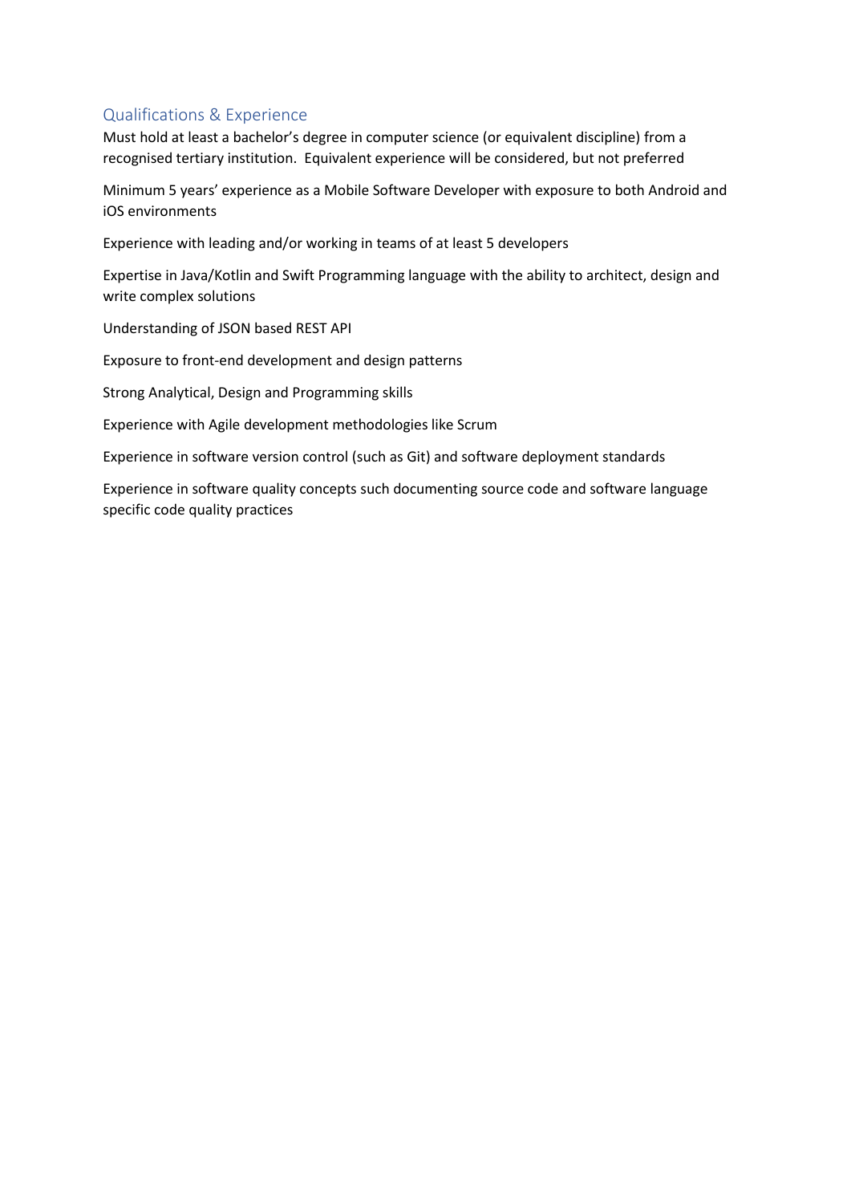## Qualifications & Experience

Must hold at least a bachelor's degree in computer science (or equivalent discipline) from a recognised tertiary institution. Equivalent experience will be considered, but not preferred

Minimum 5 years' experience as a Mobile Software Developer with exposure to both Android and iOS environments

Experience with leading and/or working in teams of at least 5 developers

Expertise in Java/Kotlin and Swift Programming language with the ability to architect, design and write complex solutions

Understanding of JSON based REST API

Exposure to front-end development and design patterns

Strong Analytical, Design and Programming skills

Experience with Agile development methodologies like Scrum

Experience in software version control (such as Git) and software deployment standards

Experience in software quality concepts such documenting source code and software language specific code quality practices